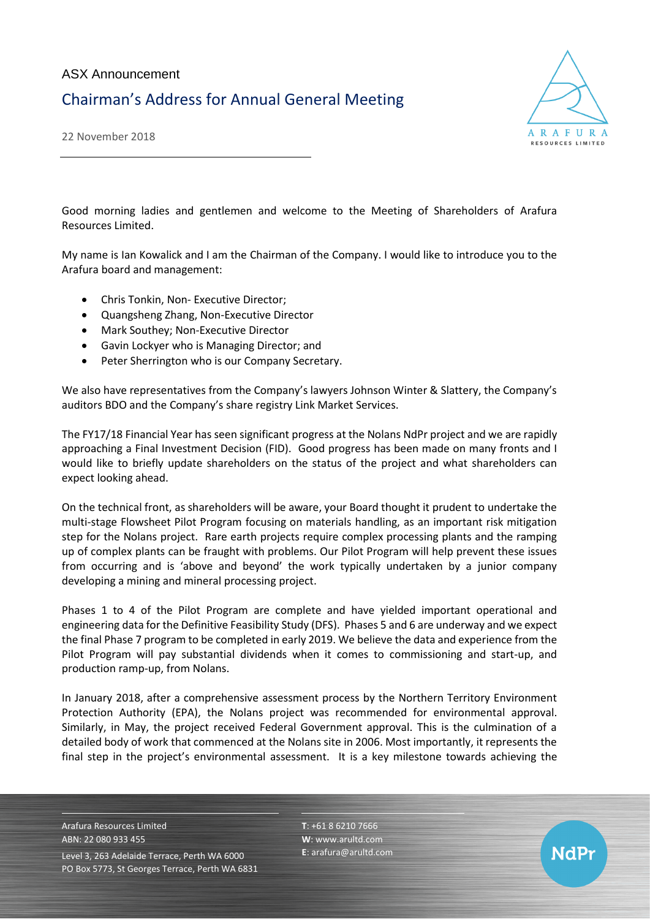ASX Announcement

# Chairman's Address for Annual General Meeting

22 November 2018

Good morning ladies and gentlemen and welcome to the Meeting of Shareholders of Arafura Resources Limited.

My name is Ian Kowalick and I am the Chairman of the Company. I would like to introduce you to the Arafura board and management:

- Chris Tonkin, Non- Executive Director;
- Quangsheng Zhang, Non-Executive Director
- Mark Southey; Non-Executive Director
- Gavin Lockyer who is Managing Director; and
- Peter Sherrington who is our Company Secretary.

We also have representatives from the Company's lawyers Johnson Winter & Slattery, the Company's auditors BDO and the Company's share registry Link Market Services.

The FY17/18 Financial Year has seen significant progress at the Nolans NdPr project and we are rapidly approaching a Final Investment Decision (FID). Good progress has been made on many fronts and I would like to briefly update shareholders on the status of the project and what shareholders can expect looking ahead.

On the technical front, as shareholders will be aware, your Board thought it prudent to undertake the multi-stage Flowsheet Pilot Program focusing on materials handling, as an important risk mitigation step for the Nolans project. Rare earth projects require complex processing plants and the ramping up of complex plants can be fraught with problems. Our Pilot Program will help prevent these issues from occurring and is 'above and beyond' the work typically undertaken by a junior company developing a mining and mineral processing project.

Phases 1 to 4 of the Pilot Program are complete and have yielded important operational and engineering data for the Definitive Feasibility Study (DFS). Phases 5 and 6 are underway and we expect the final Phase 7 program to be completed in early 2019. We believe the data and experience from the Pilot Program will pay substantial dividends when it comes to commissioning and start-up, and production ramp-up, from Nolans.

In January 2018, after a comprehensive assessment process by the Northern Territory Environment Protection Authority (EPA), the Nolans project was recommended for environmental approval. Similarly, in May, the project received Federal Government approval. This is the culmination of a detailed body of work that commenced at the Nolans site in 2006. Most importantly, it represents the final step in the project's environmental assessment. It is a key milestone towards achieving the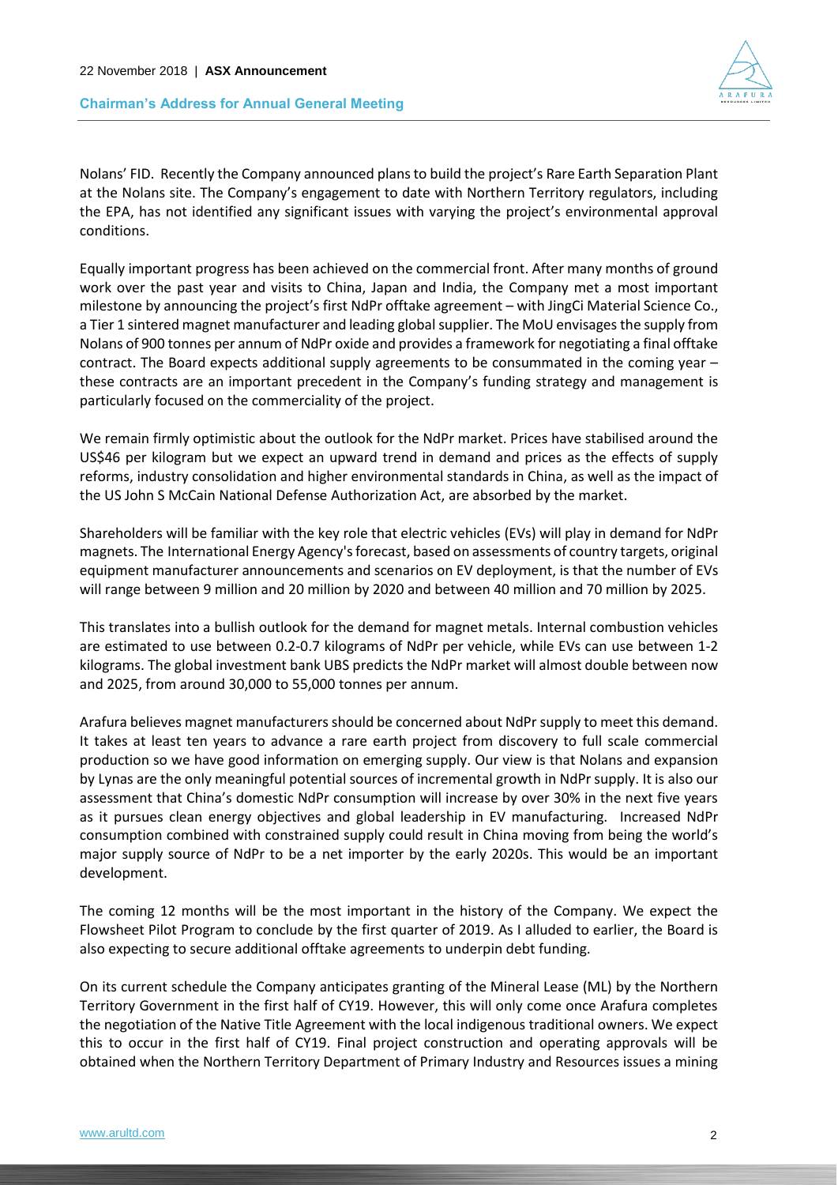Nolans' FID. Recently the Company announced plans to build the project's Rare Earth Separation Plant at the Nolans site. The Company's engagement to date with Northern Territory regulators, including the EPA, has not identified any significant issues with varying the project's environmental approval conditions.

Equally important progress has been achieved on the commercial front. After many months of ground work over the past year and visits to China, Japan and India, the Company met a most important milestone by announcing the project's first NdPr offtake agreement – with JingCi Material Science Co., a Tier 1 sintered magnet manufacturer and leading global supplier. The MoU envisages the supply from Nolans of 900 tonnes per annum of NdPr oxide and provides a framework for negotiating a final offtake contract. The Board expects additional supply agreements to be consummated in the coming year – these contracts are an important precedent in the Company's funding strategy and management is particularly focused on the commerciality of the project.

We remain firmly optimistic about the outlook for the NdPr market. Prices have stabilised around the US$46 per kilogram but we expect an upward trend in demand and prices as the effects of supply reforms, industry consolidation and higher environmental standards in China, as well as the impact of the US John S McCain National Defense Authorization Act, are absorbed by the market.

Shareholders will be familiar with the key role that electric vehicles (EVs) will play in demand for NdPr magnets. The International Energy Agency's forecast, based on assessments of country targets, original equipment manufacturer announcements and scenarios on EV deployment, is that the number of EVs will range between 9 million and 20 million by 2020 and between 40 million and 70 million by 2025.

This translates into a bullish outlook for the demand for magnet metals. Internal combustion vehicles are estimated to use between 0.2-0.7 kilograms of NdPr per vehicle, while EVs can use between 1-2 kilograms. The global investment bank UBS predicts the NdPr market will almost double between now and 2025, from around 30,000 to 55,000 tonnes per annum.

Arafura believes magnet manufacturers should be concerned about NdPr supply to meet this demand. It takes at least ten years to advance a rare earth project from discovery to full scale commercial production so we have good information on emerging supply. Our view is that Nolans and expansion by Lynas are the only meaningful potential sources of incremental growth in NdPr supply. It is also our assessment that China's domestic NdPr consumption will increase by over 30% in the next five years as it pursues clean energy objectives and global leadership in EV manufacturing. Increased NdPr consumption combined with constrained supply could result in China moving from being the world's major supply source of NdPr to be a net importer by the early 2020s. This would be an important development.

The coming 12 months will be the most important in the history of the Company. We expect the Flowsheet Pilot Program to conclude by the first quarter of 2019. As I alluded to earlier, the Board is also expecting to secure additional offtake agreements to underpin debt funding.

On its current schedule the Company anticipates granting of the Mineral Lease (ML) by the Northern Territory Government in the first half of CY19. However, this will only come once Arafura completes the negotiation of the Native Title Agreement with the local indigenous traditional owners. We expect this to occur in the first half of CY19. Final project construction and operating approvals will be obtained when the Northern Territory Department of Primary Industry and Resources issues a mining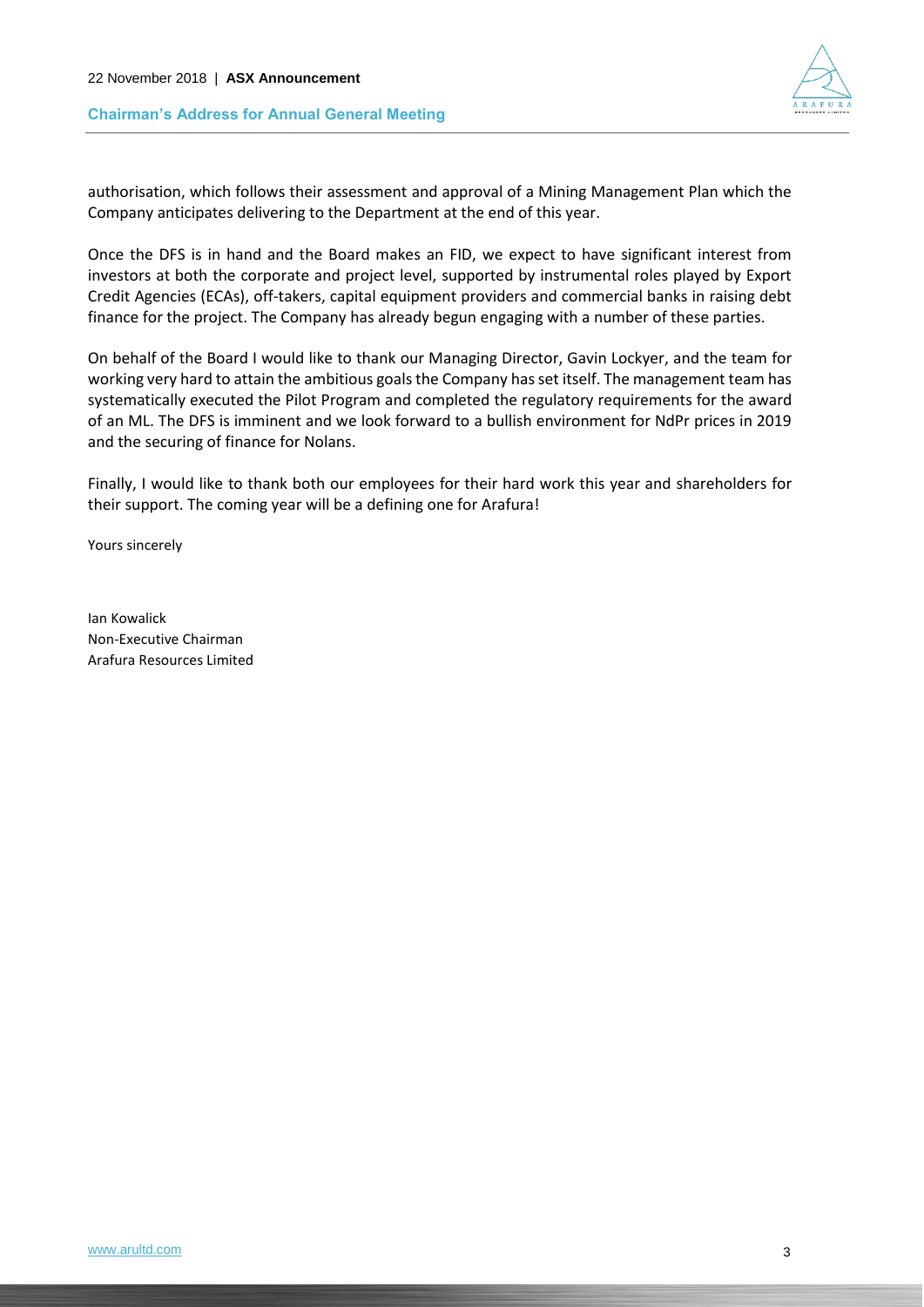authorisation, which follows their assessment and approval of a Mining Management Plan which the Company anticipates delivering to the Department at the end of this year.

Once the DFS is in hand and the Board makes an FID, we expect to have significant interest from investors at both the corporate and project level, supported by instrumental roles played by Export Credit Agencies (ECAs), off-takers, capital equipment providers and commercial banks in raising debt finance for the project. The Company has already begun engaging with a number of these parties.

On behalf of the Board I would like to thank our Managing Director, Gavin Lockyer, and the team for working very hard to attain the ambitious goals the Company has set itself. The management team has systematically executed the Pilot Program and completed the regulatory requirements for the award of an ML. The DFS is imminent and we look forward to a bullish environment for NdPr prices in 2019 and the securing of finance for Nolans.

Finally, I would like to thank both our employees for their hard work this year and shareholders for their support. The coming year will be a defining one for Arafura!

Yours sincerely

Ian Kowalick
Non-Executive Chairman
Arafura Resources Limited